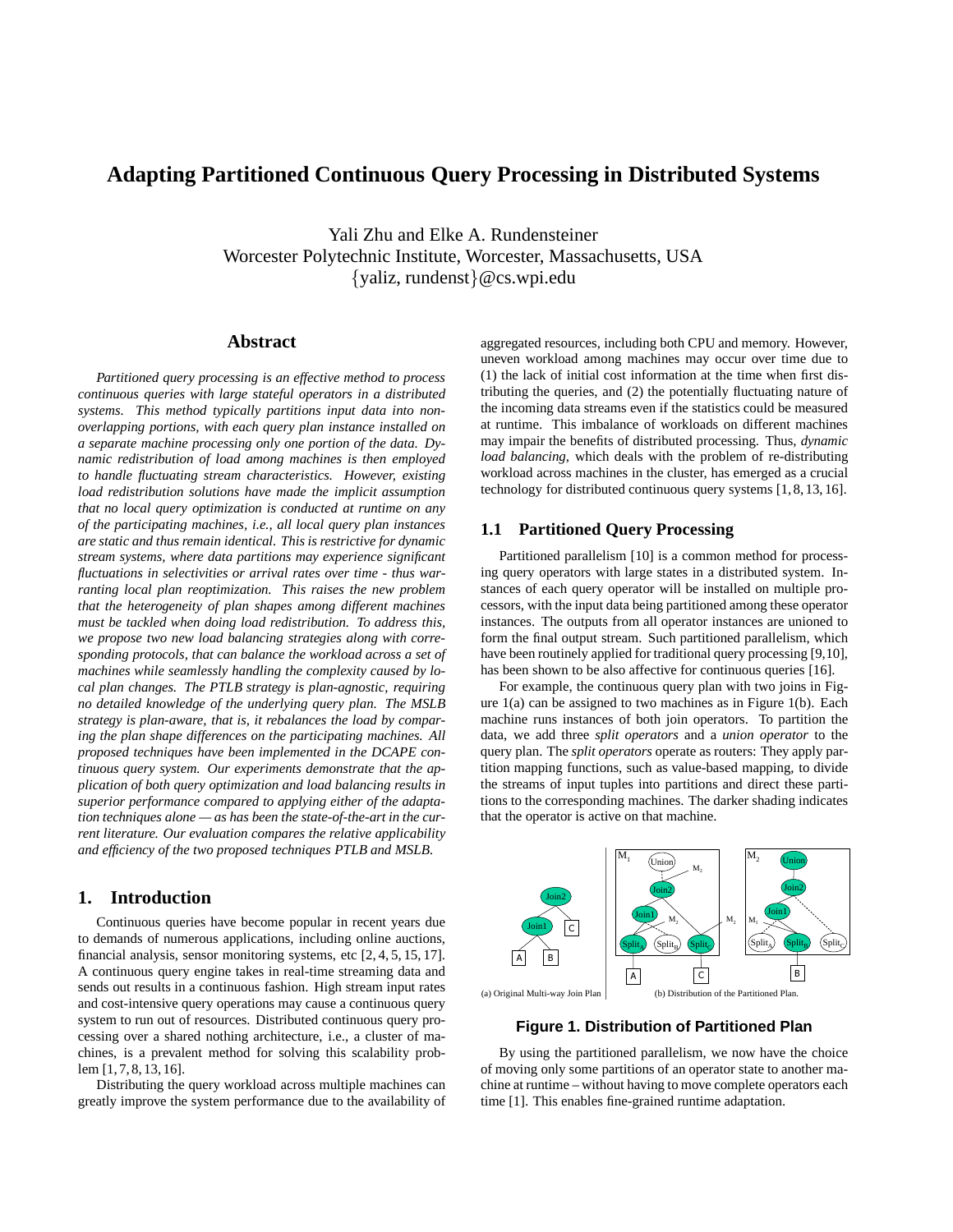# Adapting Partitioned Continuous Query Processing in Distributed Systems

Yali Zhu and Elke A. Rundensteiner
Worcester Polytechnic Institute, Worcester, Massachusetts, USA
{yaliz, rundenst}@cs.wpi.edu

## Abstract

*Partitioned query processing is an effective method to process continuous queries with large stateful operators in a distributed systems. This method typically partitions input data into non-overlapping portions, with each query plan instance installed on a separate machine processing only one portion of the data. Dynamic redistribution of load among machines is then employed to handle fluctuating stream characteristics. However, existing load redistribution solutions have made the implicit assumption that no local query optimization is conducted at runtime on any of the participating machines, i.e., all local query plan instances are static and thus remain identical. This is restrictive for dynamic stream systems, where data partitions may experience significant fluctuations in selectivities or arrival rates over time - thus warranting local plan reoptimization. This raises the new problem that the heterogeneity of plan shapes among different machines must be tackled when doing load redistribution. To address this, we propose two new load balancing strategies along with corresponding protocols, that can balance the workload across a set of machines while seamlessly handling the complexity caused by local plan changes. The PTLB strategy is plan-agnostic, requiring no detailed knowledge of the underlying query plan. The MSLB strategy is plan-aware, that is, it rebalances the load by comparing the plan shape differences on the participating machines. All proposed techniques have been implemented in the DCAPE continuous query system. Our experiments demonstrate that the application of both query optimization and load balancing results in superior performance compared to applying either of the adaptation techniques alone — as has been the state-of-the-art in the current literature. Our evaluation compares the relative applicability and efficiency of the two proposed techniques PTLB and MSLB.*

## 1. Introduction

Continuous queries have become popular in recent years due to demands of numerous applications, including online auctions, financial analysis, sensor monitoring systems, etc [2, 4, 5, 15, 17]. A continuous query engine takes in real-time streaming data and sends out results in a continuous fashion. High stream input rates and cost-intensive query operations may cause a continuous query system to run out of resources. Distributed continuous query processing over a shared nothing architecture, i.e., a cluster of machines, is a prevalent method for solving this scalability problem [1, 7, 8, 13, 16].

Distributing the query workload across multiple machines can greatly improve the system performance due to the availability of aggregated resources, including both CPU and memory. However, uneven workload among machines may occur over time due to (1) the lack of initial cost information at the time when first distributing the queries, and (2) the potentially fluctuating nature of the incoming data streams even if the statistics could be measured at runtime. This imbalance of workloads on different machines may impair the benefits of distributed processing. Thus, *dynamic load balancing*, which deals with the problem of re-distributing workload across machines in the cluster, has emerged as a crucial technology for distributed continuous query systems [1, 8, 13, 16].

### 1.1 Partitioned Query Processing

Partitioned parallelism [10] is a common method for processing query operators with large states in a distributed system. Instances of each query operator will be installed on multiple processors, with the input data being partitioned among these operator instances. The outputs from all operator instances are unioned to form the final output stream. Such partitioned parallelism, which have been routinely applied for traditional query processing [9,10], has been shown to be also affective for continuous queries [16].

For example, the continuous query plan with two joins in Figure 1(a) can be assigned to two machines as in Figure 1(b). Each machine runs instances of both join operators. To partition the data, we add three *split operators* and a *union operator* to the query plan. The *split operators* operate as routers: They apply partition mapping functions, such as value-based mapping, to divide the streams of input tuples into partitions and direct these partitions to the corresponding machines. The darker shading indicates that the operator is active on that machine.

(a) Original Multi-way Join Plan

(b) Distribution of the Partitioned Plan.

**Figure 1. Distribution of Partitioned Plan**

By using the partitioned parallelism, we now have the choice of moving only some partitions of an operator state to another machine at runtime – without having to move complete operators each time [1]. This enables fine-grained runtime adaptation.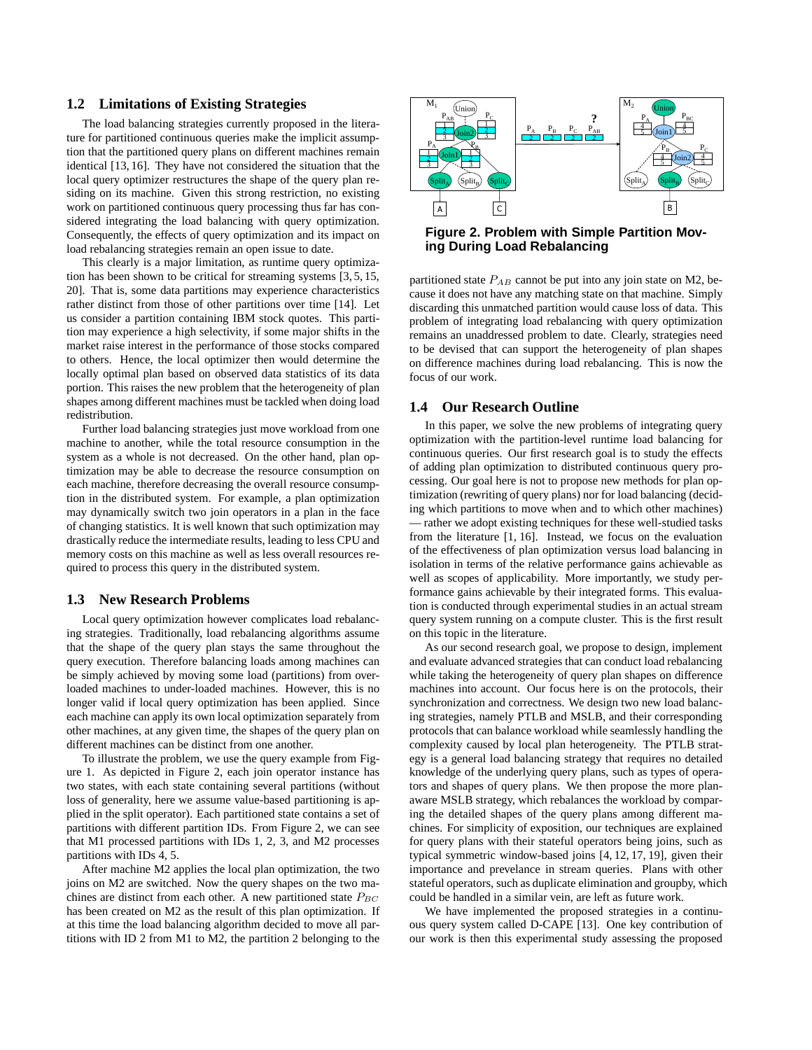## 1.2 Limitations of Existing Strategies

The load balancing strategies currently proposed in the literature for partitioned continuous queries make the implicit assumption that the partitioned query plans on different machines remain identical [13, 16]. They have not considered the situation that the local query optimizer restructures the shape of the query plan residing on its machine. Given this strong restriction, no existing work on partitioned continuous query processing thus far has considered integrating the load balancing with query optimization. Consequently, the effects of query optimization and its impact on load rebalancing strategies remain an open issue to date.

This clearly is a major limitation, as runtime query optimization has been shown to be critical for streaming systems [3, 5, 15, 20]. That is, some data partitions may experience characteristics rather distinct from those of other partitions over time [14]. Let us consider a partition containing IBM stock quotes. This partition may experience a high selectivity, if some major shifts in the market raise interest in the performance of those stocks compared to others. Hence, the local optimizer then would determine the locally optimal plan based on observed data statistics of its data portion. This raises the new problem that the heterogeneity of plan shapes among different machines must be tackled when doing load redistribution.

Further load balancing strategies just move workload from one machine to another, while the total resource consumption in the system as a whole is not decreased. On the other hand, plan optimization may be able to decrease the resource consumption on each machine, therefore decreasing the overall resource consumption in the distributed system. For example, a plan optimization may dynamically switch two join operators in a plan in the face of changing statistics. It is well known that such optimization may drastically reduce the intermediate results, leading to less CPU and memory costs on this machine as well as less overall resources required to process this query in the distributed system.

## 1.3 New Research Problems

Local query optimization however complicates load rebalancing strategies. Traditionally, load rebalancing algorithms assume that the shape of the query plan stays the same throughout the query execution. Therefore balancing loads among machines can be simply achieved by moving some load (partitions) from overloaded machines to under-loaded machines. However, this is no longer valid if local query optimization has been applied. Since each machine can apply its own local optimization separately from other machines, at any given time, the shapes of the query plan on different machines can be distinct from one another.

To illustrate the problem, we use the query example from Figure 1. As depicted in Figure 2, each join operator instance has two states, with each state containing several partitions (without loss of generality, here we assume value-based partitioning is applied in the split operator). Each partitioned state contains a set of partitions with different partition IDs. From Figure 2, we can see that M1 processed partitions with IDs 1, 2, 3, and M2 processes partitions with IDs 4, 5.

After machine M2 applies the local plan optimization, the two joins on M2 are switched. Now the query shapes on the two machines are distinct from each other. A new partitioned state $P_{BC}$ has been created on M2 as the result of this plan optimization. If at this time the load balancing algorithm decided to move all partitions with ID 2 from M1 to M2, the partition 2 belonging to the

**Figure 2. Problem with Simple Partition Moving During Load Rebalancing**

partitioned state $P_{AB}$ cannot be put into any join state on M2, because it does not have any matching state on that machine. Simply discarding this unmatched partition would cause loss of data. This problem of integrating load rebalancing with query optimization remains an unaddressed problem to date. Clearly, strategies need to be devised that can support the heterogeneity of plan shapes on difference machines during load rebalancing. This is now the focus of our work.

## 1.4 Our Research Outline

In this paper, we solve the new problems of integrating query optimization with the partition-level runtime load balancing for continuous queries. Our first research goal is to study the effects of adding plan optimization to distributed continuous query processing. Our goal here is not to propose new methods for plan optimization (rewriting of query plans) nor for load balancing (deciding which partitions to move when and to which other machines) — rather we adopt existing techniques for these well-studied tasks from the literature [1, 16]. Instead, we focus on the evaluation of the effectiveness of plan optimization versus load balancing in isolation in terms of the relative performance gains achievable as well as scopes of applicability. More importantly, we study performance gains achievable by their integrated forms. This evaluation is conducted through experimental studies in an actual stream query system running on a compute cluster. This is the first result on this topic in the literature.

As our second research goal, we propose to design, implement and evaluate advanced strategies that can conduct load rebalancing while taking the heterogeneity of query plan shapes on difference machines into account. Our focus here is on the protocols, their synchronization and correctness. We design two new load balancing strategies, namely PTLB and MSLB, and their corresponding protocols that can balance workload while seamlessly handling the complexity caused by local plan heterogeneity. The PTLB strategy is a general load balancing strategy that requires no detailed knowledge of the underlying query plans, such as types of operators and shapes of query plans. We then propose the more plan-aware MSLB strategy, which rebalances the workload by comparing the detailed shapes of the query plans among different machines. For simplicity of exposition, our techniques are explained for query plans with their stateful operators being joins, such as typical symmetric window-based joins [4, 12, 17, 19], given their importance and prevelance in stream queries. Plans with other stateful operators, such as duplicate elimination and groupby, which could be handled in a similar vein, are left as future work.

We have implemented the proposed strategies in a continuous query system called D-CAPE [13]. One key contribution of our work is then this experimental study assessing the proposed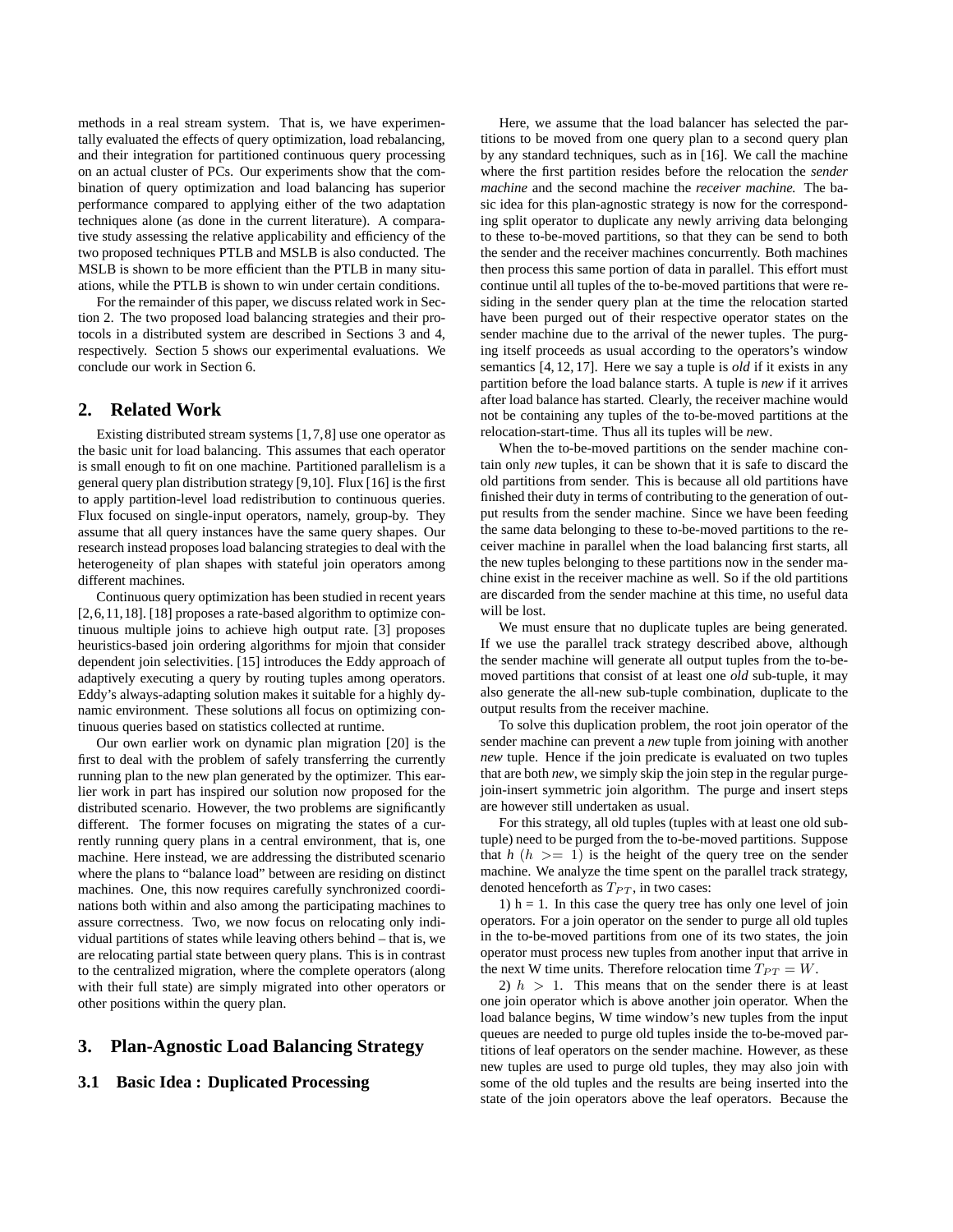methods in a real stream system. That is, we have experimentally evaluated the effects of query optimization, load rebalancing, and their integration for partitioned continuous query processing on an actual cluster of PCs. Our experiments show that the combination of query optimization and load balancing has superior performance compared to applying either of the two adaptation techniques alone (as done in the current literature). A comparative study assessing the relative applicability and efficiency of the two proposed techniques PTLB and MSLB is also conducted. The MSLB is shown to be more efficient than the PTLB in many situations, while the PTLB is shown to win under certain conditions.

For the remainder of this paper, we discuss related work in Section 2. The two proposed load balancing strategies and their protocols in a distributed system are described in Sections 3 and 4, respectively. Section 5 shows our experimental evaluations. We conclude our work in Section 6.

## 2. Related Work

Existing distributed stream systems [1,7,8] use one operator as the basic unit for load balancing. This assumes that each operator is small enough to fit on one machine. Partitioned parallelism is a general query plan distribution strategy [9,10]. Flux [16] is the first to apply partition-level load redistribution to continuous queries. Flux focused on single-input operators, namely, group-by. They assume that all query instances have the same query shapes. Our research instead proposes load balancing strategies to deal with the heterogeneity of plan shapes with stateful join operators among different machines.

Continuous query optimization has been studied in recent years [2,6,11,18]. [18] proposes a rate-based algorithm to optimize continuous multiple joins to achieve high output rate. [3] proposes heuristics-based join ordering algorithms for mjoin that consider dependent join selectivities. [15] introduces the Eddy approach of adaptively executing a query by routing tuples among operators. Eddy's always-adapting solution makes it suitable for a highly dynamic environment. These solutions all focus on optimizing continuous queries based on statistics collected at runtime.

Our own earlier work on dynamic plan migration [20] is the first to deal with the problem of safely transferring the currently running plan to the new plan generated by the optimizer. This earlier work in part has inspired our solution now proposed for the distributed scenario. However, the two problems are significantly different. The former focuses on migrating the states of a currently running query plans in a central environment, that is, one machine. Here instead, we are addressing the distributed scenario where the plans to "balance load" between are residing on distinct machines. One, this now requires carefully synchronized coordinations both within and also among the participating machines to assure correctness. Two, we now focus on relocating only individual partitions of states while leaving others behind – that is, we are relocating partial state between query plans. This is in contrast to the centralized migration, where the complete operators (along with their full state) are simply migrated into other operators or other positions within the query plan.

## 3. Plan-Agnostic Load Balancing Strategy

### 3.1 Basic Idea : Duplicated Processing

Here, we assume that the load balancer has selected the partitions to be moved from one query plan to a second query plan by any standard techniques, such as in [16]. We call the machine where the first partition resides before the relocation the *sender machine* and the second machine the *receiver machine.* The basic idea for this plan-agnostic strategy is now for the corresponding split operator to duplicate any newly arriving data belonging to these to-be-moved partitions, so that they can be send to both the sender and the receiver machines concurrently. Both machines then process this same portion of data in parallel. This effort must continue until all tuples of the to-be-moved partitions that were residing in the sender query plan at the time the relocation started have been purged out of their respective operator states on the sender machine due to the arrival of the newer tuples. The purging itself proceeds as usual according to the operators's window semantics [4, 12, 17]. Here we say a tuple is *old* if it exists in any partition before the load balance starts. A tuple is *new* if it arrives after load balance has started. Clearly, the receiver machine would not be containing any tuples of the to-be-moved partitions at the relocation-start-time. Thus all its tuples will be *n*ew.

When the to-be-moved partitions on the sender machine contain only *new* tuples, it can be shown that it is safe to discard the old partitions from sender. This is because all old partitions have finished their duty in terms of contributing to the generation of output results from the sender machine. Since we have been feeding the same data belonging to these to-be-moved partitions to the receiver machine in parallel when the load balancing first starts, all the new tuples belonging to these partitions now in the sender machine exist in the receiver machine as well. So if the old partitions are discarded from the sender machine at this time, no useful data will be lost.

We must ensure that no duplicate tuples are being generated. If we use the parallel track strategy described above, although the sender machine will generate all output tuples from the to-be-moved partitions that consist of at least one *old* sub-tuple, it may also generate the all-new sub-tuple combination, duplicate to the output results from the receiver machine.

To solve this duplication problem, the root join operator of the sender machine can prevent a *new* tuple from joining with another *new* tuple. Hence if the join predicate is evaluated on two tuples that are both *new*, we simply skip the join step in the regular purge-join-insert symmetric join algorithm. The purge and insert steps are however still undertaken as usual.

For this strategy, all old tuples (tuples with at least one old sub-tuple) need to be purged from the to-be-moved partitions. Suppose that *h* ($h >= 1$) is the height of the query tree on the sender machine. We analyze the time spent on the parallel track strategy, denoted henceforth as $T_{PT}$, in two cases:

1) h = 1. In this case the query tree has only one level of join operators. For a join operator on the sender to purge all old tuples in the to-be-moved partitions from one of its two states, the join operator must process new tuples from another input that arrive in the next W time units. Therefore relocation time $T_{PT} = W$.

2) $h > 1$. This means that on the sender there is at least one join operator which is above another join operator. When the load balance begins, W time window's new tuples from the input queues are needed to purge old tuples inside the to-be-moved partitions of leaf operators on the sender machine. However, as these new tuples are used to purge old tuples, they may also join with some of the old tuples and the results are being inserted into the state of the join operators above the leaf operators. Because the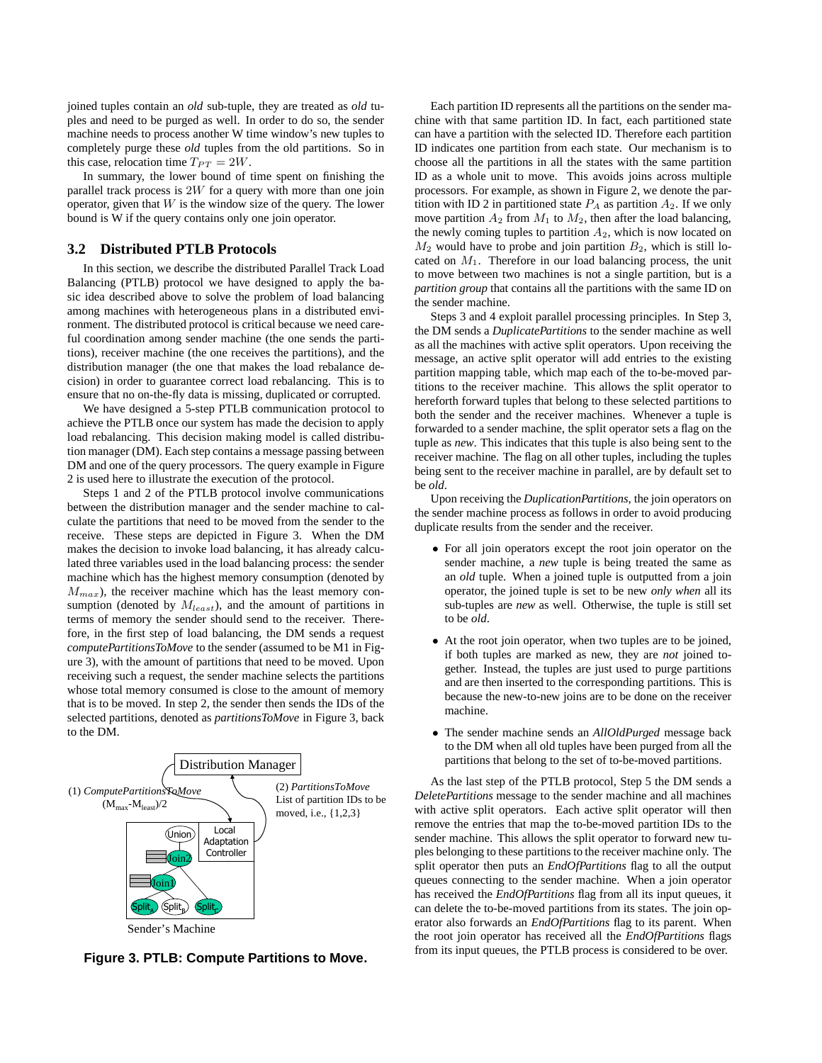joined tuples contain an *old* sub-tuple, they are treated as *old* tuples and need to be purged as well. In order to do so, the sender machine needs to process another W time window's new tuples to completely purge these *old* tuples from the old partitions. So in this case, relocation time $T_{PT} = 2W$.

In summary, the lower bound of time spent on finishing the parallel track process is $2W$ for a query with more than one join operator, given that $W$ is the window size of the query. The lower bound is W if the query contains only one join operator.

### 3.2 Distributed PTLB Protocols

In this section, we describe the distributed Parallel Track Load Balancing (PTLB) protocol we have designed to apply the basic idea described above to solve the problem of load balancing among machines with heterogeneous plans in a distributed environment. The distributed protocol is critical because we need careful coordination among sender machine (the one sends the partitions), receiver machine (the one receives the partitions), and the distribution manager (the one that makes the load rebalance decision) in order to guarantee correct load rebalancing. This is to ensure that no on-the-fly data is missing, duplicated or corrupted.

We have designed a 5-step PTLB communication protocol to achieve the PTLB once our system has made the decision to apply load rebalancing. This decision making model is called distribution manager (DM). Each step contains a message passing between DM and one of the query processors. The query example in Figure 2 is used here to illustrate the execution of the protocol.

Steps 1 and 2 of the PTLB protocol involve communications between the distribution manager and the sender machine to calculate the partitions that need to be moved from the sender to the receive. These steps are depicted in Figure 3. When the DM makes the decision to invoke load balancing, it has already calculated three variables used in the load balancing process: the sender machine which has the highest memory consumption (denoted by $M_{max}$), the receiver machine which has the least memory consumption (denoted by $M_{least}$), and the amount of partitions in terms of memory the sender should send to the receiver. Therefore, in the first step of load balancing, the DM sends a request *computePartitionsToMove* to the sender (assumed to be M1 in Figure 3), with the amount of partitions that need to be moved. Upon receiving such a request, the sender machine selects the partitions whose total memory consumed is close to the amount of memory that is to be moved. In step 2, the sender then sends the IDs of the selected partitions, denoted as *partitionsToMove* in Figure 3, back to the DM.

Distribution Manager

(1) *ComputePartitionsToMove* $(M_{max}-M_{least})/2$

(2) *PartitionsToMove* List of partition IDs to be moved, i.e., {1,2,3}

Union, Join2, Join1, $Split_A$, $Split_B$, $Split_C$, Local Adaptation Controller

Sender's Machine

**Figure 3. PTLB: Compute Partitions to Move.**

Each partition ID represents all the partitions on the sender machine with that same partition ID. In fact, each partitioned state can have a partition with the selected ID. Therefore each partition ID indicates one partition from each state. Our mechanism is to choose all the partitions in all the states with the same partition ID as a whole unit to move. This avoids joins across multiple processors. For example, as shown in Figure 2, we denote the partition with ID 2 in partitioned state $P_A$ as partition $A_2$. If we only move partition $A_2$ from $M_1$ to $M_2$, then after the load balancing, the newly coming tuples to partition $A_2$, which is now located on $M_2$ would have to probe and join partition $B_2$, which is still located on $M_1$. Therefore in our load balancing process, the unit to move between two machines is not a single partition, but is a *partition group* that contains all the partitions with the same ID on the sender machine.

Steps 3 and 4 exploit parallel processing principles. In Step 3, the DM sends a *DuplicatePartitions* to the sender machine as well as all the machines with active split operators. Upon receiving the message, an active split operator will add entries to the existing partition mapping table, which map each of the to-be-moved partitions to the receiver machine. This allows the split operator to hereforth forward tuples that belong to these selected partitions to both the sender and the receiver machines. Whenever a tuple is forwarded to a sender machine, the split operator sets a flag on the tuple as *new*. This indicates that this tuple is also being sent to the receiver machine. The flag on all other tuples, including the tuples being sent to the receiver machine in parallel, are by default set to be *old*.

Upon receiving the *DuplicationPartitions*, the join operators on the sender machine process as follows in order to avoid producing duplicate results from the sender and the receiver.

- For all join operators except the root join operator on the sender machine, a *new* tuple is being treated the same as an *old* tuple. When a joined tuple is outputted from a join operator, the joined tuple is set to be new *only when* all its sub-tuples are *new* as well. Otherwise, the tuple is still set to be *old*.
- At the root join operator, when two tuples are to be joined, if both tuples are marked as new, they are *not* joined together. Instead, the tuples are just used to purge partitions and are then inserted to the corresponding partitions. This is because the new-to-new joins are to be done on the receiver machine.
- The sender machine sends an *AllOldPurged* message back to the DM when all old tuples have been purged from all the partitions that belong to the set of to-be-moved partitions.

As the last step of the PTLB protocol, Step 5 the DM sends a *DeletePartitions* message to the sender machine and all machines with active split operators. Each active split operator will then remove the entries that map the to-be-moved partition IDs to the sender machine. This allows the split operator to forward new tuples belonging to these partitions to the receiver machine only. The split operator then puts an *EndOfPartitions* flag to all the output queues connecting to the sender machine. When a join operator has received the *EndOfPartitions* flag from all its input queues, it can delete the to-be-moved partitions from its states. The join operator also forwards an *EndOfPartitions* flag to its parent. When the root join operator has received all the *EndOfPartitions* flags from its input queues, the PTLB process is considered to be over.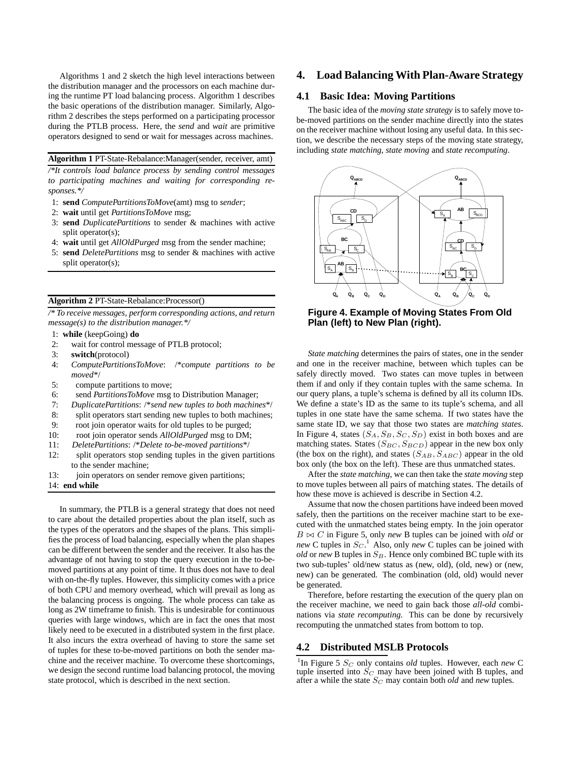Algorithms 1 and 2 sketch the high level interactions between the distribution manager and the processors on each machine during the runtime PT load balancing process. Algorithm 1 describes the basic operations of the distribution manager. Similarly, Algorithm 2 describes the steps performed on a participating processor during the PTLB process. Here, the *send* and *wait* are primitive operators designed to send or wait for messages across machines.

---

**Algorithm 1** PT-State-Rebalance:Manager(sender, receiver, amt)

*/\*It controls load balance process by sending control messages to participating machines and waiting for corresponding responses.\*/*

1: **send** *ComputePartitionsToMove*(amt) msg to *sender*;
2: **wait** until get *PartitionsToMove* msg;
3: **send** *DuplicatePartitions* to sender & machines with active split operator(s);
4: **wait** until get *AllOldPurged* msg from the sender machine;
5: **send** *DeletePartitions* msg to sender & machines with active split operator(s);

---

**Algorithm 2** PT-State-Rebalance:Processor()

*/\* To receive messages, perform corresponding actions, and return message(s) to the distribution manager.\*/*

```
1:  while (keepGoing) do
2:    wait for control message of PTLB protocol;
3:    switch(protocol)
4:    ComputePartitionsToMove: /*compute partitions to be moved*/
5:      compute partitions to move;
6:      send PartitionsToMove msg to Distribution Manager;
7:    DuplicatePartitions: /*send new tuples to both machines*/
8:      split operators start sending new tuples to both machines;
9:      root join operator waits for old tuples to be purged;
10:     root join operator sends AllOldPurged msg to DM;
11:   DeletePartitions: /*Delete to-be-moved partitions*/
12:     split operators stop sending tuples in the given partitions
        to the sender machine;
13:     join operators on sender remove given partitions;
14: end while
```

---

In summary, the PTLB is a general strategy that does not need to care about the detailed properties about the plan itself, such as the types of the operators and the shapes of the plans. This simplifies the process of load balancing, especially when the plan shapes can be different between the sender and the receiver. It also has the advantage of not having to stop the query execution in the to-be-moved partitions at any point of time. It thus does not have to deal with on-the-fly tuples. However, this simplicity comes with a price of both CPU and memory overhead, which will prevail as long as the balancing process is ongoing. The whole process can take as long as 2W timeframe to finish. This is undesirable for continuous queries with large windows, which are in fact the ones that most likely need to be executed in a distributed system in the first place. It also incurs the extra overhead of having to store the same set of tuples for these to-be-moved partitions on both the sender machine and the receiver machine. To overcome these shortcomings, we design the second runtime load balancing protocol, the moving state protocol, which is described in the next section.

## 4. Load Balancing With Plan-Aware Strategy

### 4.1 Basic Idea: Moving Partitions

The basic idea of the *moving state strategy* is to safely move to-be-moved partitions on the sender machine directly into the states on the receiver machine without losing any useful data. In this section, we describe the necessary steps of the moving state strategy, including *state matching*, *state moving* and *state recomputing*.

**Figure 4. Example of Moving States From Old Plan (left) to New Plan (right).**

*State matching* determines the pairs of states, one in the sender and one in the receiver machine, between which tuples can be safely directly moved. Two states can move tuples in between them if and only if they contain tuples with the same schema. In our query plans, a tuple's schema is defined by all its column IDs. We define a state's ID as the same to its tuple's schema, and all tuples in one state have the same schema. If two states have the same state ID, we say that those two states are *matching states*. In Figure 4, states $(S_A, S_B, S_C, S_D)$ exist in both boxes and are matching states. States $(S_{BC}, S_{BCD})$ appear in the new box only (the box on the right), and states $(S_{AB}, S_{ABC})$ appear in the old box only (the box on the left). These are thus unmatched states.

After the *state matching*, we can then take the *state moving* step to move tuples between all pairs of matching states. The details of how these move is achieved is describe in Section 4.2.

Assume that now the chosen partitions have indeed been moved safely, then the partitions on the receiver machine start to be executed with the unmatched states being empty. In the join operator $B \bowtie C$ in Figure 5, only *new* B tuples can be joined with *old* or *new* C tuples in $S_C$.[1] Also, only *new* C tuples can be joined with *old* or *new* B tuples in $S_B$. Hence only combined BC tuple with its two sub-tuples' old/new status as (new, old), (old, new) or (new, new) can be generated. The combination (old, old) would never be generated.

Therefore, before restarting the execution of the query plan on the receiver machine, we need to gain back those *all-old* combinations via *state recomputing*. This can be done by recursively recomputing the unmatched states from bottom to top.

### 4.2 Distributed MSLB Protocols

[1] In Figure 5 $S_C$ only contains *old* tuples. However, each *new* C tuple inserted into $S_C$ may have been joined with B tuples, and after a while the state $S_C$ may contain both *old* and *new* tuples.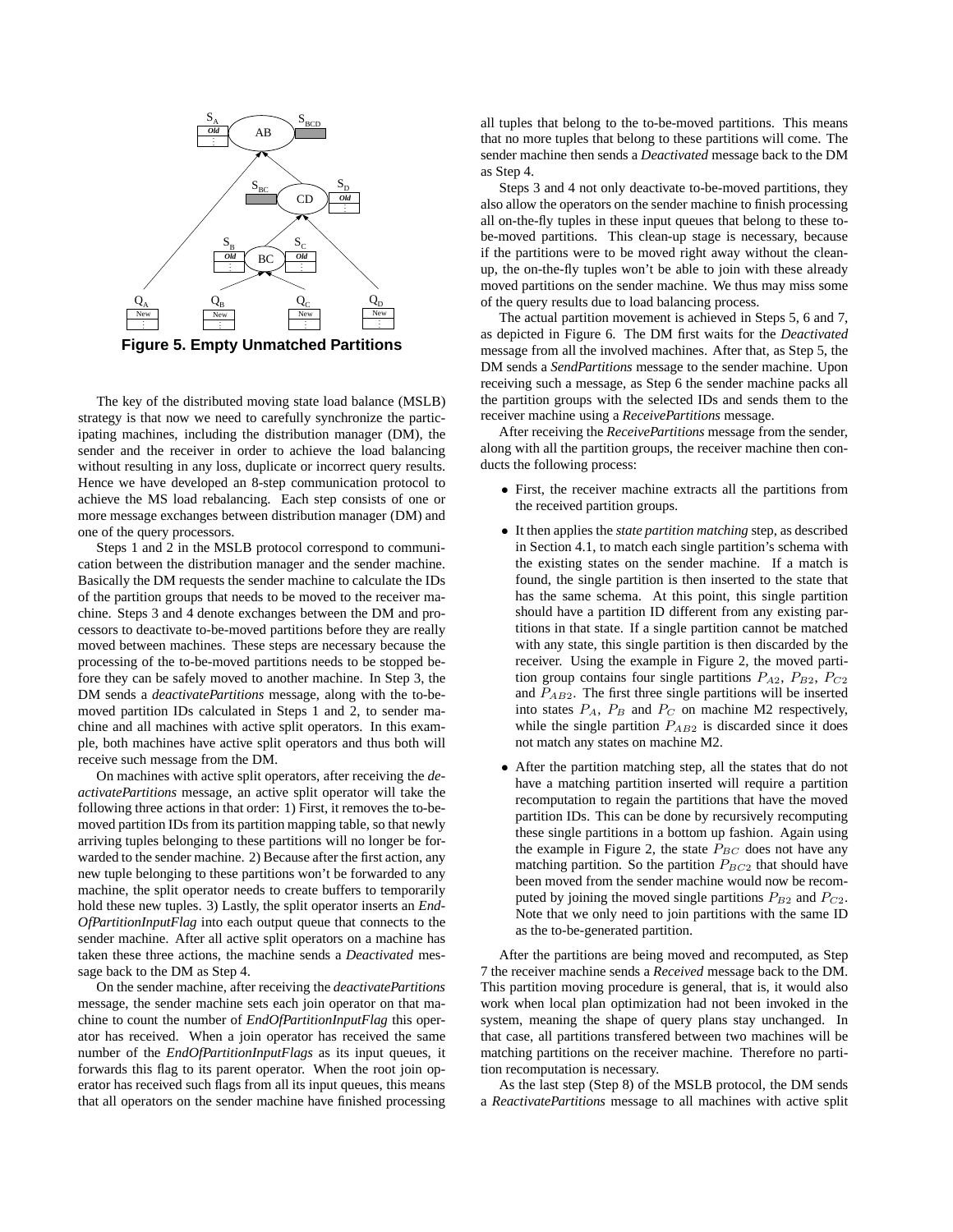Figure 5. Empty Unmatched Partitions

The key of the distributed moving state load balance (MSLB) strategy is that now we need to carefully synchronize the participating machines, including the distribution manager (DM), the sender and the receiver in order to achieve the load balancing without resulting in any loss, duplicate or incorrect query results. Hence we have developed an 8-step communication protocol to achieve the MS load rebalancing. Each step consists of one or more message exchanges between distribution manager (DM) and one of the query processors.

Steps 1 and 2 in the MSLB protocol correspond to communication between the distribution manager and the sender machine. Basically the DM requests the sender machine to calculate the IDs of the partition groups that needs to be moved to the receiver machine. Steps 3 and 4 denote exchanges between the DM and processors to deactivate to-be-moved partitions before they are really moved between machines. These steps are necessary because the processing of the to-be-moved partitions needs to be stopped before they can be safely moved to another machine. In Step 3, the DM sends a *deactivatePartitions* message, along with the to-be-moved partition IDs calculated in Steps 1 and 2, to sender machine and all machines with active split operators. In this example, both machines have active split operators and thus both will receive such message from the DM.

On machines with active split operators, after receiving the *deactivatePartitions* message, an active split operator will take the following three actions in that order: 1) First, it removes the to-be-moved partition IDs from its partition mapping table, so that newly arriving tuples belonging to these partitions will no longer be forwarded to the sender machine. 2) Because after the first action, any new tuple belonging to these partitions won't be forwarded to any machine, the split operator needs to create buffers to temporarily hold these new tuples. 3) Lastly, the split operator inserts an *EndOfPartitionInputFlag* into each output queue that connects to the sender machine. After all active split operators on a machine has taken these three actions, the machine sends a *Deactivated* message back to the DM as Step 4.

On the sender machine, after receiving the *deactivatePartitions* message, the sender machine sets each join operator on that machine to count the number of *EndOfPartitionInputFlag* this operator has received. When a join operator has received the same number of the *EndOfPartitionInputFlags* as its input queues, it forwards this flag to its parent operator. When the root join operator has received such flags from all its input queues, this means that all operators on the sender machine have finished processing all tuples that belong to the to-be-moved partitions. This means that no more tuples that belong to these partitions will come. The sender machine then sends a *Deactivated* message back to the DM as Step 4.

Steps 3 and 4 not only deactivate to-be-moved partitions, they also allow the operators on the sender machine to finish processing all on-the-fly tuples in these input queues that belong to these to-be-moved partitions. This clean-up stage is necessary, because if the partitions were to be moved right away without the clean-up, the on-the-fly tuples won't be able to join with these already moved partitions on the sender machine. We thus may miss some of the query results due to load balancing process.

The actual partition movement is achieved in Steps 5, 6 and 7, as depicted in Figure 6. The DM first waits for the *Deactivated* message from all the involved machines. After that, as Step 5, the DM sends a *SendPartitions* message to the sender machine. Upon receiving such a message, as Step 6 the sender machine packs all the partition groups with the selected IDs and sends them to the receiver machine using a *ReceivePartitions* message.

After receiving the *ReceivePartitions* message from the sender, along with all the partition groups, the receiver machine then conducts the following process:

- First, the receiver machine extracts all the partitions from the received partition groups.
- It then applies the *state partition matching* step, as described in Section 4.1, to match each single partition's schema with the existing states on the sender machine. If a match is found, the single partition is then inserted to the state that has the same schema. At this point, this single partition should have a partition ID different from any existing partitions in that state. If a single partition cannot be matched with any state, this single partition is then discarded by the receiver. Using the example in Figure 2, the moved partition group contains four single partitions $P_{A2}$, $P_{B2}$, $P_{C2}$ and $P_{AB2}$. The first three single partitions will be inserted into states $P_A$, $P_B$ and $P_C$ on machine M2 respectively, while the single partition $P_{AB2}$ is discarded since it does not match any states on machine M2.
- After the partition matching step, all the states that do not have a matching partition inserted will require a partition recomputation to regain the partitions that have the moved partition IDs. This can be done by recursively recomputing these single partitions in a bottom up fashion. Again using the example in Figure 2, the state $P_{BC}$ does not have any matching partition. So the partition $P_{BC2}$ that should have been moved from the sender machine would now be recomputed by joining the moved single partitions $P_{B2}$ and $P_{C2}$. Note that we only need to join partitions with the same ID as the to-be-generated partition.

After the partitions are being moved and recomputed, as Step 7 the receiver machine sends a *Received* message back to the DM. This partition moving procedure is general, that is, it would also work when local plan optimization had not been invoked in the system, meaning the shape of query plans stay unchanged. In that case, all partitions transfered between two machines will be matching partitions on the receiver machine. Therefore no partition recomputation is necessary.

As the last step (Step 8) of the MSLB protocol, the DM sends a *ReactivatePartitions* message to all machines with active split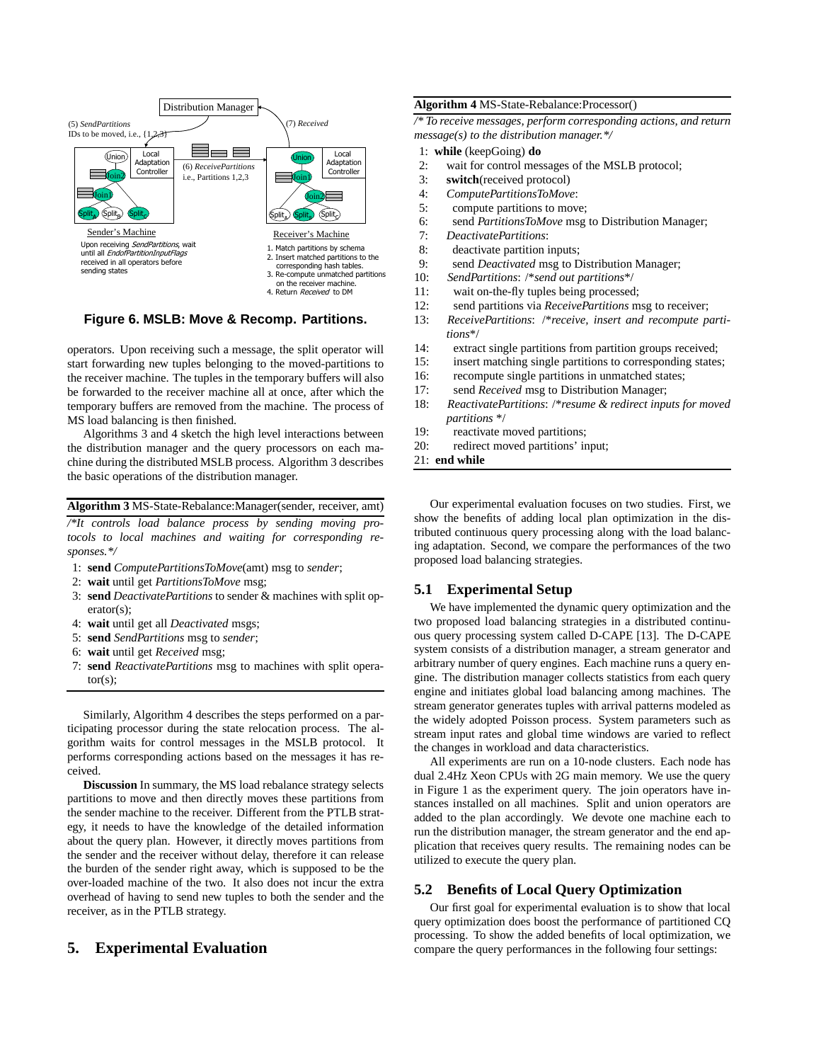Figure 6. MSLB: Move & Recomp. Partitions.

operators. Upon receiving such a message, the split operator will start forwarding new tuples belonging to the moved-partitions to the receiver machine. The tuples in the temporary buffers will also be forwarded to the receiver machine all at once, after which the temporary buffers are removed from the machine. The process of MS load balancing is then finished.

Algorithms 3 and 4 sketch the high level interactions between the distribution manager and the query processors on each machine during the distributed MSLB process. Algorithm 3 describes the basic operations of the distribution manager.

**Algorithm 3** MS-State-Rebalance:Manager(sender, receiver, amt)

*/\*It controls load balance process by sending moving protocols to local machines and waiting for corresponding responses.\*/*

1: **send** *ComputePartitionsToMove*(amt) msg to *sender*;
2: **wait** until get *PartitionsToMove* msg;
3: **send** *DeactivatePartitions* to sender & machines with split operator(s);
4: **wait** until get all *Deactivated* msgs;
5: **send** *SendPartitions* msg to *sender*;
6: **wait** until get *Received* msg;
7: **send** *ReactivatePartitions* msg to machines with split operator(s);

Similarly, Algorithm 4 describes the steps performed on a participating processor during the state relocation process. The algorithm waits for control messages in the MSLB protocol. It performs corresponding actions based on the messages it has received.

**Discussion** In summary, the MS load rebalance strategy selects partitions to move and then directly moves these partitions from the sender machine to the receiver. Different from the PTLB strategy, it needs to have the knowledge of the detailed information about the query plan. However, it directly moves partitions from the sender and the receiver without delay, therefore it can release the burden of the sender right away, which is supposed to be the over-loaded machine of the two. It also does not incur the extra overhead of having to send new tuples to both the sender and the receiver, as in the PTLB strategy.

**Algorithm 4** MS-State-Rebalance:Processor()

*/\* To receive messages, perform corresponding actions, and return message(s) to the distribution manager.\*/*

1: **while** (keepGoing) **do**
2: wait for control messages of the MSLB protocol;
3: **switch**(received protocol)
4: *ComputePartitionsToMove*:
5: compute partitions to move;
6: send *PartitionsToMove* msg to Distribution Manager;
7: *DeactivatePartitions*:
8: deactivate partition inputs;
9: send *Deactivated* msg to Distribution Manager;
10: *SendPartitions*: /\**send out partitions*\*/
11: wait on-the-fly tuples being processed;
12: send partitions via *ReceivePartitions* msg to receiver;
13: *ReceivePartitions*: /\**receive, insert and recompute partitions*\*/
14: extract single partitions from partition groups received;
15: insert matching single partitions to corresponding states;
16: recompute single partitions in unmatched states;
17: send *Received* msg to Distribution Manager;
18: *ReactivatePartitions*: /\**resume & redirect inputs for moved partitions* \*/
19: reactivate moved partitions;
20: redirect moved partitions' input;
21: **end while**

# 5. Experimental Evaluation

Our experimental evaluation focuses on two studies. First, we show the benefits of adding local plan optimization in the distributed continuous query processing along with the load balancing adaptation. Second, we compare the performances of the two proposed load balancing strategies.

## 5.1 Experimental Setup

We have implemented the dynamic query optimization and the two proposed load balancing strategies in a distributed continuous query processing system called D-CAPE [13]. The D-CAPE system consists of a distribution manager, a stream generator and arbitrary number of query engines. Each machine runs a query engine. The distribution manager collects statistics from each query engine and initiates global load balancing among machines. The stream generator generates tuples with arrival patterns modeled as the widely adopted Poisson process. System parameters such as stream input rates and global time windows are varied to reflect the changes in workload and data characteristics.

All experiments are run on a 10-node clusters. Each node has dual 2.4Hz Xeon CPUs with 2G main memory. We use the query in Figure 1 as the experiment query. The join operators have instances installed on all machines. Split and union operators are added to the plan accordingly. We devote one machine each to run the distribution manager, the stream generator and the end application that receives query results. The remaining nodes can be utilized to execute the query plan.

## 5.2 Benefits of Local Query Optimization

Our first goal for experimental evaluation is to show that local query optimization does boost the performance of partitioned CQ processing. To show the added benefits of local optimization, we compare the query performances in the following four settings: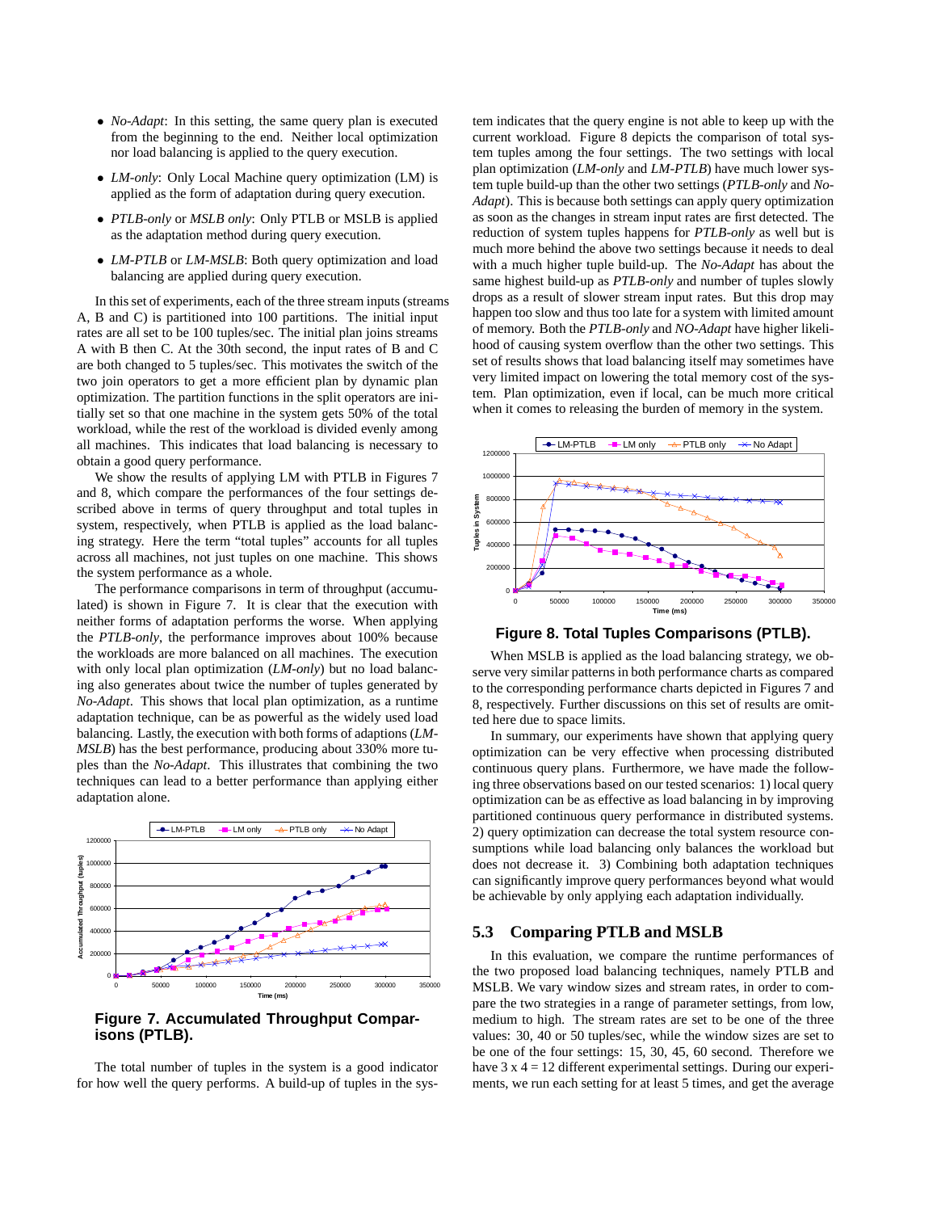- *No-Adapt*: In this setting, the same query plan is executed from the beginning to the end. Neither local optimization nor load balancing is applied to the query execution.
- *LM-only*: Only Local Machine query optimization (LM) is applied as the form of adaptation during query execution.
- *PTLB-only* or *MSLB only*: Only PTLB or MSLB is applied as the adaptation method during query execution.
- *LM-PTLB* or *LM-MSLB*: Both query optimization and load balancing are applied during query execution.

In this set of experiments, each of the three stream inputs (streams A, B and C) is partitioned into 100 partitions. The initial input rates are all set to be 100 tuples/sec. The initial plan joins streams A with B then C. At the 30th second, the input rates of B and C are both changed to 5 tuples/sec. This motivates the switch of the two join operators to get a more efficient plan by dynamic plan optimization. The partition functions in the split operators are initially set so that one machine in the system gets 50% of the total workload, while the rest of the workload is divided evenly among all machines. This indicates that load balancing is necessary to obtain a good query performance.

We show the results of applying LM with PTLB in Figures 7 and 8, which compare the performances of the four settings described above in terms of query throughput and total tuples in system, respectively. Here PTLB is applied as the load balancing strategy. Here the term "total tuples" accounts for all tuples across all machines, not just tuples on one machine. This shows the system performance as a whole.

The performance comparisons in term of throughput (accumulated) is shown in Figure 7. It is clear that the execution with neither forms of adaptation performs the worse. When applying the *PTLB-only*, the performance improves about 100% because the workloads are more balanced on all machines. The execution with only local plan optimization (*LM-only*) but no load balancing also generates about twice the number of tuples generated by *No-Adapt*. This shows that local plan optimization, as a runtime adaptation technique, can be as powerful as the widely used load balancing. Lastly, the execution with both forms of adaptions (*LM-MSLB*) has the best performance, producing about 330% more tuples than the *No-Adapt*. This illustrates that combining the two techniques can lead to a better performance than applying either adaptation alone.

**Figure 7. Accumulated Throughput Comparisons (PTLB).**

The total number of tuples in the system is a good indicator for how well the query performs. A build-up of tuples in the system indicates that the query engine is not able to keep up with the current workload. Figure 8 depicts the comparison of total system tuples among the four settings. The two settings with local plan optimization (*LM-only* and *LM-PTLB*) have much lower system tuple build-up than the other two settings (*PTLB-only* and *No-Adapt*). This is because both settings can apply query optimization as soon as the changes in stream input rates are first detected. The reduction of system tuples happens for *PTLB-only* as well but is much more behind the above two settings because it needs to deal with a much higher tuple build-up. The *No-Adapt* has about the same highest build-up as *PTLB-only* and number of tuples slowly drops as a result of slower stream input rates. But this drop may happen too slow and thus too late for a system with limited amount of memory. Both the *PTLB-only* and *NO-Adapt* have higher likelihood of causing system overflow than the other two settings. This set of results shows that load balancing itself may sometimes have very limited impact on lowering the total memory cost of the system. Plan optimization, even if local, can be much more critical when it comes to releasing the burden of memory in the system.

**Figure 8. Total Tuples Comparisons (PTLB).**

When MSLB is applied as the load balancing strategy, we observe very similar patterns in both performance charts as compared to the corresponding performance charts depicted in Figures 7 and 8, respectively. Further discussions on this set of results are omitted here due to space limits.

In summary, our experiments have shown that applying query optimization can be very effective when processing distributed continuous query plans. Furthermore, we have made the following three observations based on our tested scenarios: 1) local query optimization can be as effective as load balancing in by improving partitioned continuous query performance in distributed systems. 2) query optimization can decrease the total system resource consumptions while load balancing only balances the workload but does not decrease it. 3) Combining both adaptation techniques can significantly improve query performances beyond what would be achievable by only applying each adaptation individually.

## 5.3 Comparing PTLB and MSLB

In this evaluation, we compare the runtime performances of the two proposed load balancing techniques, namely PTLB and MSLB. We vary window sizes and stream rates, in order to compare the two strategies in a range of parameter settings, from low, medium to high. The stream rates are set to be one of the three values: 30, 40 or 50 tuples/sec, while the window sizes are set to be one of the four settings: 15, 30, 45, 60 second. Therefore we have 3 x 4 = 12 different experimental settings. During our experiments, we run each setting for at least 5 times, and get the average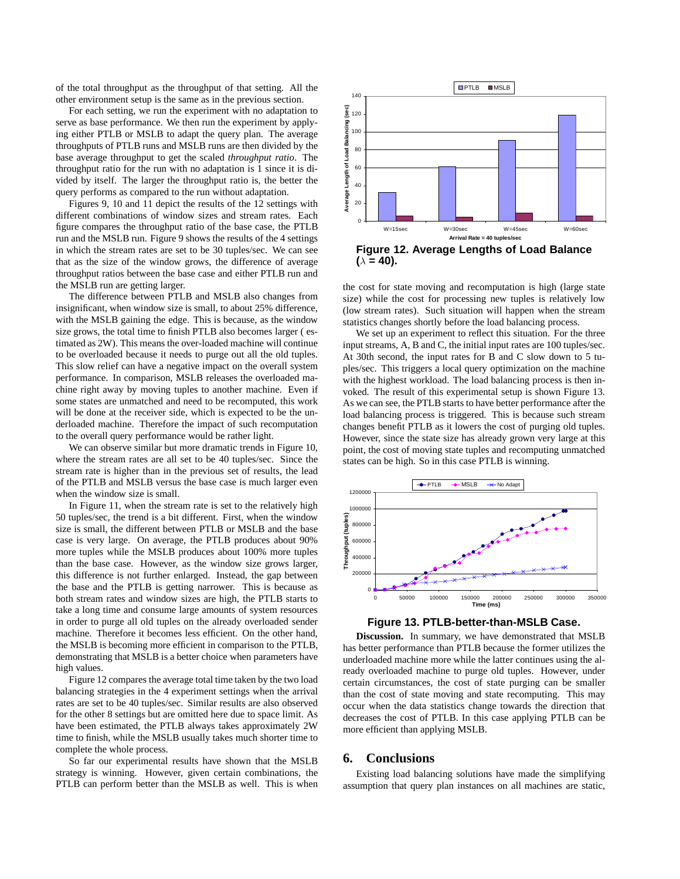of the total throughput as the throughput of that setting. All the other environment setup is the same as in the previous section.

For each setting, we run the experiment with no adaptation to serve as base performance. We then run the experiment by applying either PTLB or MSLB to adapt the query plan. The average throughputs of PTLB runs and MSLB runs are then divided by the base average throughput to get the scaled *throughput ratio*. The throughput ratio for the run with no adaptation is 1 since it is divided by itself. The larger the throughput ratio is, the better the query performs as compared to the run without adaptation.

Figures 9, 10 and 11 depict the results of the 12 settings with different combinations of window sizes and stream rates. Each figure compares the throughput ratio of the base case, the PTLB run and the MSLB run. Figure 9 shows the results of the 4 settings in which the stream rates are set to be 30 tuples/sec. We can see that as the size of the window grows, the difference of average throughput ratios between the base case and either PTLB run and the MSLB run are getting larger.

The difference between PTLB and MSLB also changes from insignificant, when window size is small, to about 25% difference, with the MSLB gaining the edge. This is because, as the window size grows, the total time to finish PTLB also becomes larger ( estimated as 2W). This means the over-loaded machine will continue to be overloaded because it needs to purge out all the old tuples. This slow relief can have a negative impact on the overall system performance. In comparison, MSLB releases the overloaded machine right away by moving tuples to another machine. Even if some states are unmatched and need to be recomputed, this work will be done at the receiver side, which is expected to be the underloaded machine. Therefore the impact of such recomputation to the overall query performance would be rather light.

We can observe similar but more dramatic trends in Figure 10, where the stream rates are all set to be 40 tuples/sec. Since the stream rate is higher than in the previous set of results, the lead of the PTLB and MSLB versus the base case is much larger even when the window size is small.

In Figure 11, when the stream rate is set to the relatively high 50 tuples/sec, the trend is a bit different. First, when the window size is small, the different between PTLB or MSLB and the base case is very large. On average, the PTLB produces about 90% more tuples while the MSLB produces about 100% more tuples than the base case. However, as the window size grows larger, this difference is not further enlarged. Instead, the gap between the base and the PTLB is getting narrower. This is because as both stream rates and window sizes are high, the PTLB starts to take a long time and consume large amounts of system resources in order to purge all old tuples on the already overloaded sender machine. Therefore it becomes less efficient. On the other hand, the MSLB is becoming more efficient in comparison to the PTLB, demonstrating that MSLB is a better choice when parameters have high values.

Figure 12 compares the average total time taken by the two load balancing strategies in the 4 experiment settings when the arrival rates are set to be 40 tuples/sec. Similar results are also observed for the other 8 settings but are omitted here due to space limit. As have been estimated, the PTLB always takes approximately 2W time to finish, while the MSLB usually takes much shorter time to complete the whole process.

So far our experimental results have shown that the MSLB strategy is winning. However, given certain combinations, the PTLB can perform better than the MSLB as well. This is when the cost for state moving and recomputation is high (large state size) while the cost for processing new tuples is relatively low (low stream rates). Such situation will happen when the stream statistics changes shortly before the load balancing process.

**Figure 12. Average Lengths of Load Balance ($\lambda$ = 40).**

We set up an experiment to reflect this situation. For the three input streams, A, B and C, the initial input rates are 100 tuples/sec. At 30th second, the input rates for B and C slow down to 5 tuples/sec. This triggers a local query optimization on the machine with the highest workload. The load balancing process is then invoked. The result of this experimental setup is shown Figure 13. As we can see, the PTLB starts to have better performance after the load balancing process is triggered. This is because such stream changes benefit PTLB as it lowers the cost of purging old tuples. However, since the state size has already grown very large at this point, the cost of moving state tuples and recomputing unmatched states can be high. So in this case PTLB is winning.

**Figure 13. PTLB-better-than-MSLB Case.**

**Discussion.** In summary, we have demonstrated that MSLB has better performance than PTLB because the former utilizes the underloaded machine more while the latter continues using the already overloaded machine to purge old tuples. However, under certain circumstances, the cost of state purging can be smaller than the cost of state moving and state recomputing. This may occur when the data statistics change towards the direction that decreases the cost of PTLB. In this case applying PTLB can be more efficient than applying MSLB.

## 6. Conclusions

Existing load balancing solutions have made the simplifying assumption that query plan instances on all machines are static,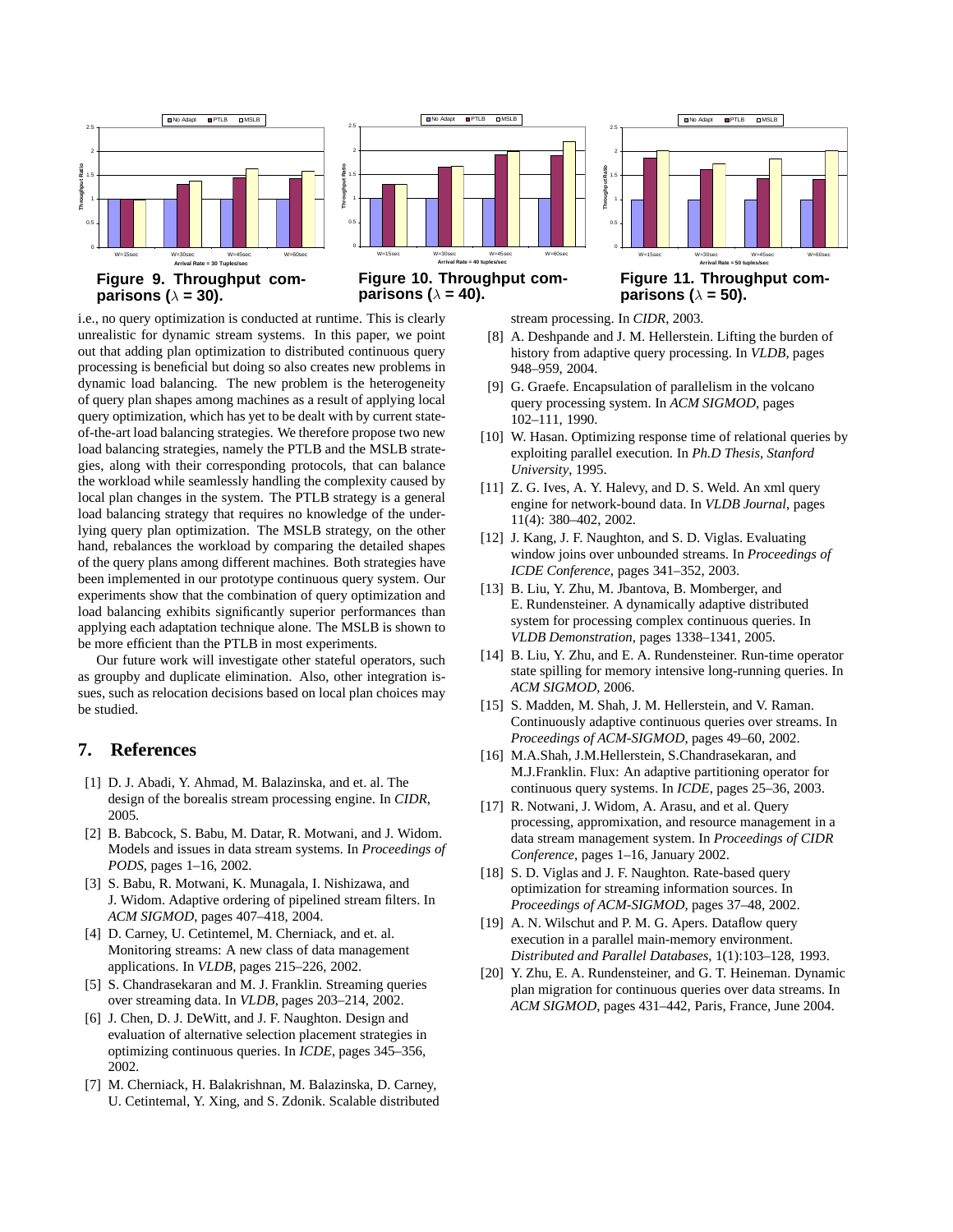No Adapt PTLB MSLB

2.5
2
1.5
1
0.5
0

Throughput Ratio

W=15sec W=30sec W=45sec W=60sec

Arrival Rate = 30 Tuples/sec

**Figure 9. Throughput comparisons ($\lambda$ = 30).**

No Adapt PTLB MSLB

2.5
2
1.5
1
0.5
0

Throughput Ratio

W=15sec W=30sec W=45sec W=60sec

Arrival Rate = 40 tuples/sec

**Figure 10. Throughput comparisons ($\lambda$ = 40).**

No Adapt PTLB MSLB

2.5
2
1.5
1
0.5
0

Throughput Ratio

W=15sec W=30sec W=45sec W=60sec

Arrival Rate = 50 tuples/sec

**Figure 11. Throughput comparisons ($\lambda$ = 50).**

i.e., no query optimization is conducted at runtime. This is clearly unrealistic for dynamic stream systems. In this paper, we point out that adding plan optimization to distributed continuous query processing is beneficial but doing so also creates new problems in dynamic load balancing. The new problem is the heterogeneity of query plan shapes among machines as a result of applying local query optimization, which has yet to be dealt with by current state-of-the-art load balancing strategies. We therefore propose two new load balancing strategies, namely the PTLB and the MSLB strategies, along with their corresponding protocols, that can balance the workload while seamlessly handling the complexity caused by local plan changes in the system. The PTLB strategy is a general load balancing strategy that requires no knowledge of the underlying query plan optimization. The MSLB strategy, on the other hand, rebalances the workload by comparing the detailed shapes of the query plans among different machines. Both strategies have been implemented in our prototype continuous query system. Our experiments show that the combination of query optimization and load balancing exhibits significantly superior performances than applying each adaptation technique alone. The MSLB is shown to be more efficient than the PTLB in most experiments.

Our future work will investigate other stateful operators, such as groupby and duplicate elimination. Also, other integration issues, such as relocation decisions based on local plan choices may be studied.

## 7. References

[1] D. J. Abadi, Y. Ahmad, M. Balazinska, and et. al. The design of the borealis stream processing engine. In *CIDR*, 2005.

[2] B. Babcock, S. Babu, M. Datar, R. Motwani, and J. Widom. Models and issues in data stream systems. In *Proceedings of PODS*, pages 1–16, 2002.

[3] S. Babu, R. Motwani, K. Munagala, I. Nishizawa, and J. Widom. Adaptive ordering of pipelined stream filters. In *ACM SIGMOD*, pages 407–418, 2004.

[4] D. Carney, U. Cetintemel, M. Cherniack, and et. al. Monitoring streams: A new class of data management applications. In *VLDB*, pages 215–226, 2002.

[5] S. Chandrasekaran and M. J. Franklin. Streaming queries over streaming data. In *VLDB*, pages 203–214, 2002.

[6] J. Chen, D. J. DeWitt, and J. F. Naughton. Design and evaluation of alternative selection placement strategies in optimizing continuous queries. In *ICDE*, pages 345–356, 2002.

[7] M. Cherniack, H. Balakrishnan, M. Balazinska, D. Carney, U. Cetintemal, Y. Xing, and S. Zdonik. Scalable distributed stream processing. In *CIDR*, 2003.

[8] A. Deshpande and J. M. Hellerstein. Lifting the burden of history from adaptive query processing. In *VLDB*, pages 948–959, 2004.

[9] G. Graefe. Encapsulation of parallelism in the volcano query processing system. In *ACM SIGMOD*, pages 102–111, 1990.

[10] W. Hasan. Optimizing response time of relational queries by exploiting parallel execution. In *Ph.D Thesis, Stanford University*, 1995.

[11] Z. G. Ives, A. Y. Halevy, and D. S. Weld. An xml query engine for network-bound data. In *VLDB Journal*, pages 11(4): 380–402, 2002.

[12] J. Kang, J. F. Naughton, and S. D. Viglas. Evaluating window joins over unbounded streams. In *Proceedings of ICDE Conference*, pages 341–352, 2003.

[13] B. Liu, Y. Zhu, M. Jbantova, B. Momberger, and E. Rundensteiner. A dynamically adaptive distributed system for processing complex continuous queries. In *VLDB Demonstration*, pages 1338–1341, 2005.

[14] B. Liu, Y. Zhu, and E. A. Rundensteiner. Run-time operator state spilling for memory intensive long-running queries. In *ACM SIGMOD*, 2006.

[15] S. Madden, M. Shah, J. M. Hellerstein, and V. Raman. Continuously adaptive continuous queries over streams. In *Proceedings of ACM-SIGMOD*, pages 49–60, 2002.

[16] M.A.Shah, J.M.Hellerstein, S.Chandrasekaran, and M.J.Franklin. Flux: An adaptive partitioning operator for continuous query systems. In *ICDE*, pages 25–36, 2003.

[17] R. Notwani, J. Widom, A. Arasu, and et al. Query processing, appromixation, and resource management in a data stream management system. In *Proceedings of CIDR Conference*, pages 1–16, January 2002.

[18] S. D. Viglas and J. F. Naughton. Rate-based query optimization for streaming information sources. In *Proceedings of ACM-SIGMOD*, pages 37–48, 2002.

[19] A. N. Wilschut and P. M. G. Apers. Dataflow query execution in a parallel main-memory environment. *Distributed and Parallel Databases*, 1(1):103–128, 1993.

[20] Y. Zhu, E. A. Rundensteiner, and G. T. Heineman. Dynamic plan migration for continuous queries over data streams. In *ACM SIGMOD*, pages 431–442, Paris, France, June 2004.